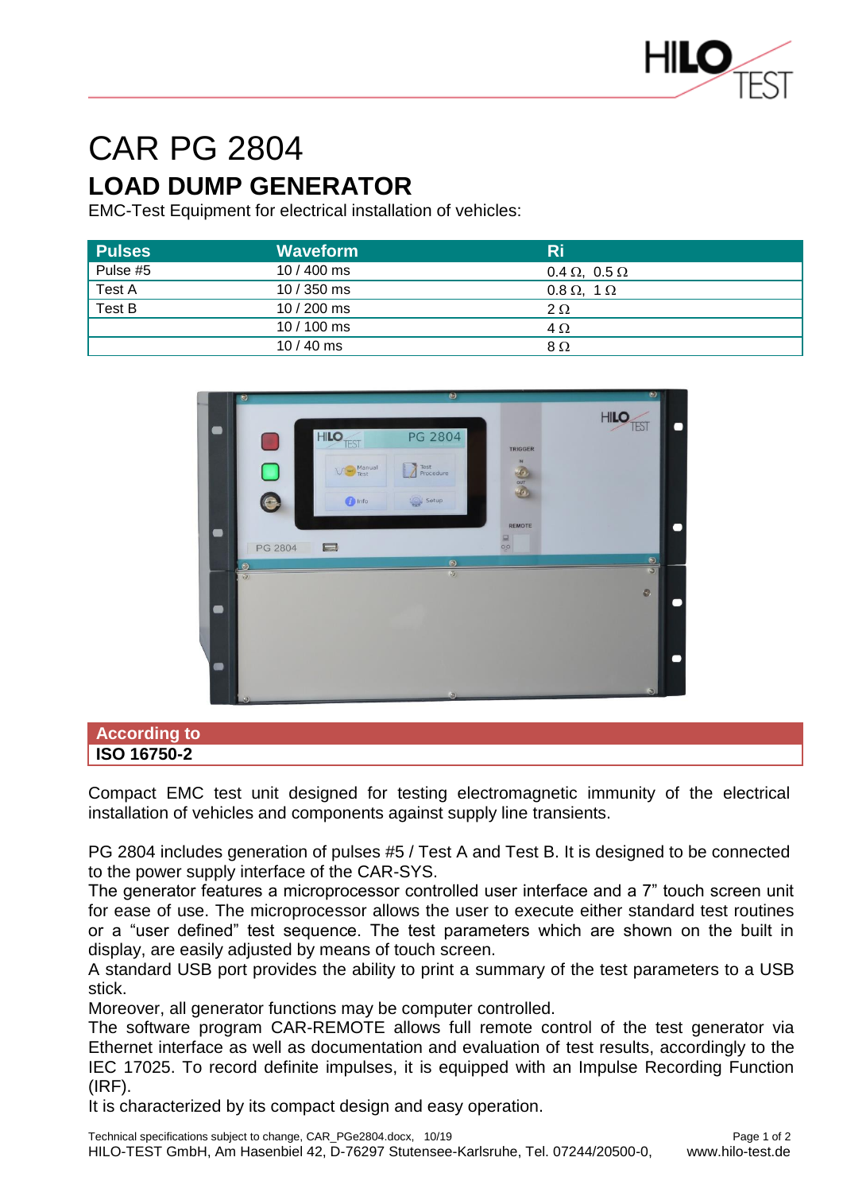# CAR PG 2804

## LOAD DUMP GENERATOR

EMC-Test Equipment for electrical installation of vehicles:

| Pulses | Waveform | Ri |
|---|---|---|
| Pulse #5 | 10 / 400 ms | 0.4 Ω, 0.5 Ω |
| Test A | 10 / 350 ms | 0.8 Ω, 1 Ω |
| Test B | 10 / 200 ms | 2 Ω |
| | 10 / 100 ms | 4 Ω |
| | 10 / 40 ms | 8 Ω |

| According to |
|---|
| **ISO 16750-2** |

Compact EMC test unit designed for testing electromagnetic immunity of the electrical installation of vehicles and components against supply line transients.

PG 2804 includes generation of pulses #5 / Test A and Test B. It is designed to be connected to the power supply interface of the CAR-SYS.
The generator features a microprocessor controlled user interface and a 7" touch screen unit for ease of use. The microprocessor allows the user to execute either standard test routines or a "user defined" test sequence. The test parameters which are shown on the built in display, are easily adjusted by means of touch screen.
A standard USB port provides the ability to print a summary of the test parameters to a USB stick.
Moreover, all generator functions may be computer controlled.
The software program CAR-REMOTE allows full remote control of the test generator via Ethernet interface as well as documentation and evaluation of test results, accordingly to the IEC 17025. To record definite impulses, it is equipped with an Impulse Recording Function (IRF).
It is characterized by its compact design and easy operation.

Technical specifications subject to change, CAR_PGe2804.docx, 10/19
HILO-TEST GmbH, Am Hasenbiel 42, D-76297 Stutensee-Karlsruhe, Tel. 07244/20500-0, www.hilo-test.de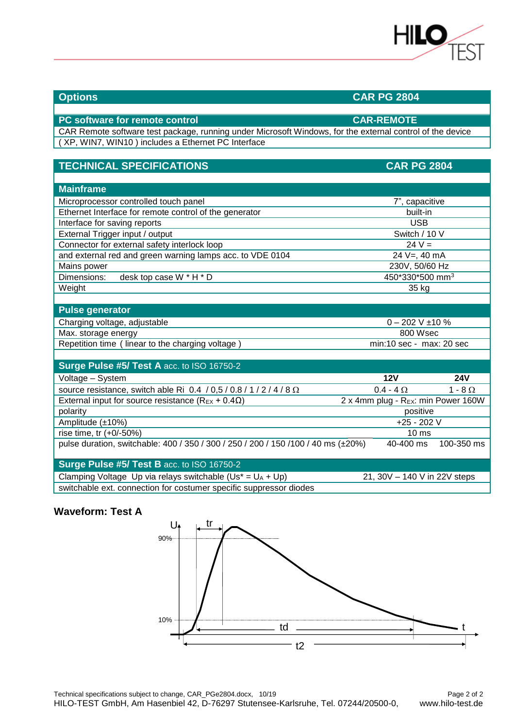| Options | CAR PG 2804 |
|---|---|
| **PC software for remote control** | **CAR-REMOTE** |
| CAR Remote software test package, running under Microsoft Windows, for the external control of the device ( XP, WIN7, WIN10 ) includes a Ethernet PC Interface | |

| TECHNICAL SPECIFICATIONS | CAR PG 2804 | |
|---|---|---|
| **Mainframe** | | |
| Microprocessor controlled touch panel | 7”, capacitive | |
| Ethernet Interface for remote control of the generator | built-in | |
| Interface for saving reports | USB | |
| External Trigger input / output | Switch / 10 V | |
| Connector for external safety interlock loop | 24 V = | |
| and external red and green warning lamps acc. to VDE 0104 | 24 V=, 40 mA | |
| Mains power | 230V, 50/60 Hz | |
| Dimensions: desk top case W * H * D | 450*330*500 mm³ | |
| Weight | 35 kg | |
| **Pulse generator** | | |
| Charging voltage, adjustable | 0 – 202 V ±10 % | |
| Max. storage energy | 800 Wsec | |
| Repetition time ( linear to the charging voltage ) | min:10 sec - max: 20 sec | |
| **Surge Pulse #5/ Test A** acc. to ISO 16750-2 | | |
| Voltage – System | **12V** | **24V** |
| source resistance, switch able Ri 0.4 / 0,5 / 0.8 / 1 / 2 / 4 / 8 Ω | 0.4 - 4 Ω | 1 - 8 Ω |
| External input for source resistance ($R_{EX}$ + 0.4Ω) | 2 x 4mm plug - $R_{EX}$: min Power 160W | |
| polarity | positive | |
| Amplitude (±10%) | +25 - 202 V | |
| rise time, tr (+0/-50%) | 10 ms | |
| pulse duration, switchable: 400 / 350 / 300 / 250 / 200 / 150 /100 / 40 ms (±20%) | 40-400 ms | 100-350 ms |
| **Surge Pulse #5/ Test B** acc. to ISO 16750-2 | | |
| Clamping Voltage Up via relays switchable (Us* = $U_A$ + Up) | 21, 30V – 140 V in 22V steps | |
| switchable ext. connection for costumer specific suppressor diodes | | |

### Waveform: Test A

U
tr
90%
10%
td
t
t2

Technical specifications subject to change, CAR_PGe2804.docx, 10/19

HILO-TEST GmbH, Am Hasenbiel 42, D-76297 Stutensee-Karlsruhe, Tel. 07244/20500-0, www.hilo-test.de